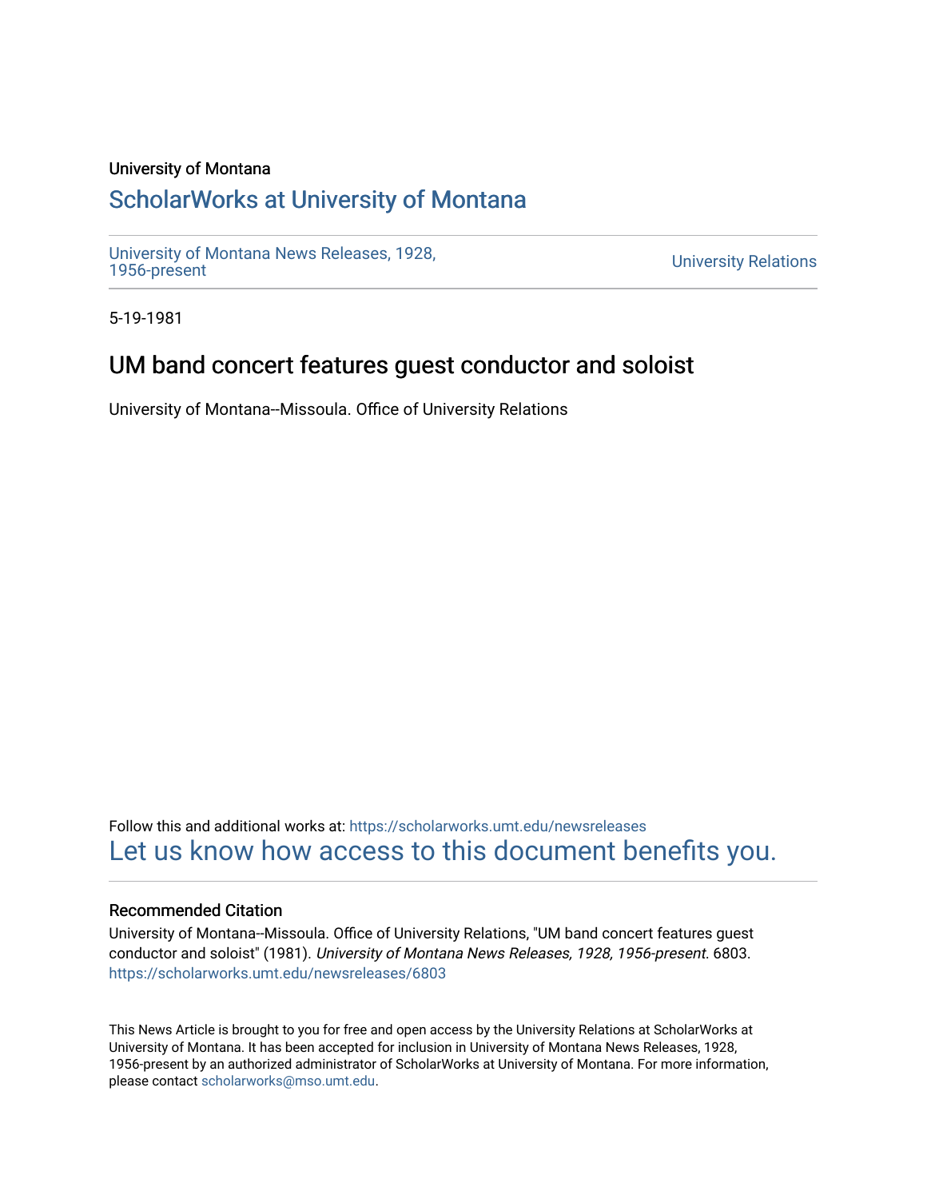University of Montana

## ScholarWorks at University of Montana

University of Montana News Releases, 1928, 1956-present

University Relations

5-19-1981

# UM band concert features guest conductor and soloist

University of Montana--Missoula. Office of University Relations

Follow this and additional works at: https://scholarworks.umt.edu/newsreleases

Let us know how access to this document benefits you.

### Recommended Citation

University of Montana--Missoula. Office of University Relations, "UM band concert features guest conductor and soloist" (1981). *University of Montana News Releases, 1928, 1956-present*. 6803.
https://scholarworks.umt.edu/newsreleases/6803

This News Article is brought to you for free and open access by the University Relations at ScholarWorks at University of Montana. It has been accepted for inclusion in University of Montana News Releases, 1928, 1956-present by an authorized administrator of ScholarWorks at University of Montana. For more information, please contact scholarworks@mso.umt.edu.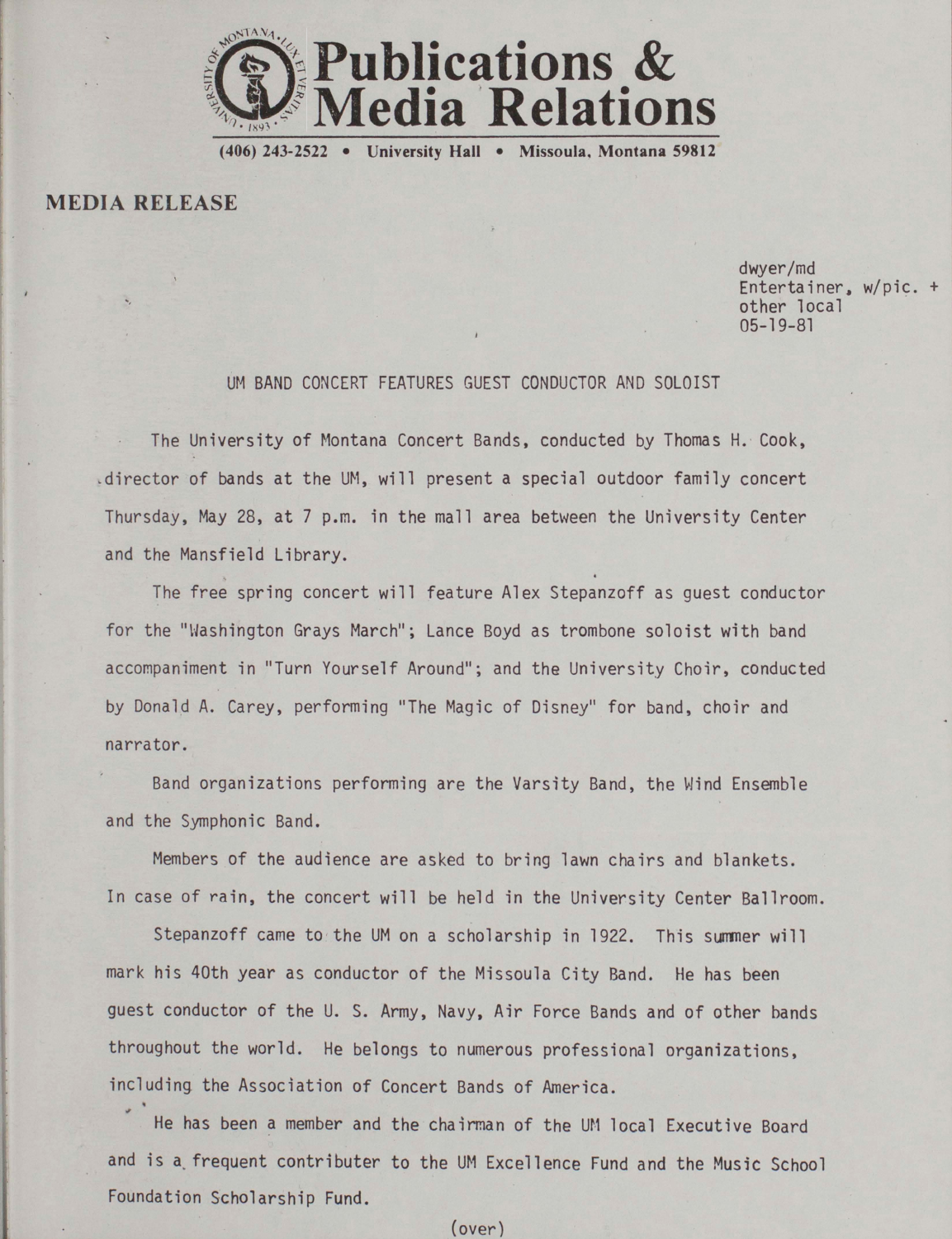# Publications & Media Relations

(406) 243-2522 • University Hall • Missoula, Montana 59812

## MEDIA RELEASE

dwyer/md
Entertainer, w/pic. +
other local
05-19-81

UM BAND CONCERT FEATURES GUEST CONDUCTOR AND SOLOIST

The University of Montana Concert Bands, conducted by Thomas H. Cook, director of bands at the UM, will present a special outdoor family concert Thursday, May 28, at 7 p.m. in the mall area between the University Center and the Mansfield Library.

The free spring concert will feature Alex Stepanzoff as guest conductor for the "Washington Grays March"; Lance Boyd as trombone soloist with band accompaniment in "Turn Yourself Around"; and the University Choir, conducted by Donald A. Carey, performing "The Magic of Disney" for band, choir and narrator.

Band organizations performing are the Varsity Band, the Wind Ensemble and the Symphonic Band.

Members of the audience are asked to bring lawn chairs and blankets. In case of rain, the concert will be held in the University Center Ballroom.

Stepanzoff came to the UM on a scholarship in 1922. This summer will mark his 40th year as conductor of the Missoula City Band. He has been guest conductor of the U. S. Army, Navy, Air Force Bands and of other bands throughout the world. He belongs to numerous professional organizations, including the Association of Concert Bands of America.

He has been a member and the chairman of the UM local Executive Board and is a frequent contributer to the UM Excellence Fund and the Music School Foundation Scholarship Fund.

(over)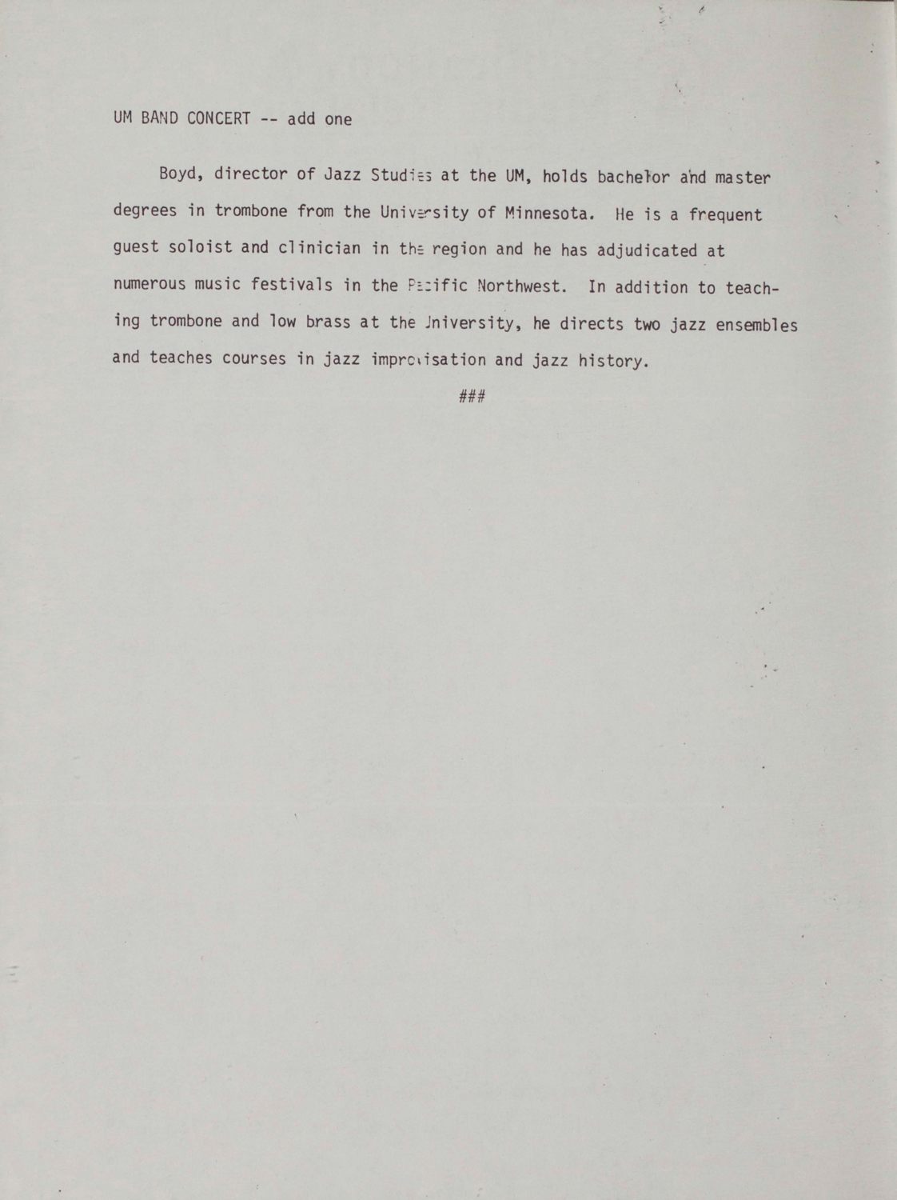UM BAND CONCERT -- add one

Boyd, director of Jazz Studies at the UM, holds bachelor and master degrees in trombone from the University of Minnesota. He is a frequent guest soloist and clinician in the region and he has adjudicated at numerous music festivals in the Pacific Northwest. In addition to teaching trombone and low brass at the University, he directs two jazz ensembles and teaches courses in jazz improvisation and jazz history.

###